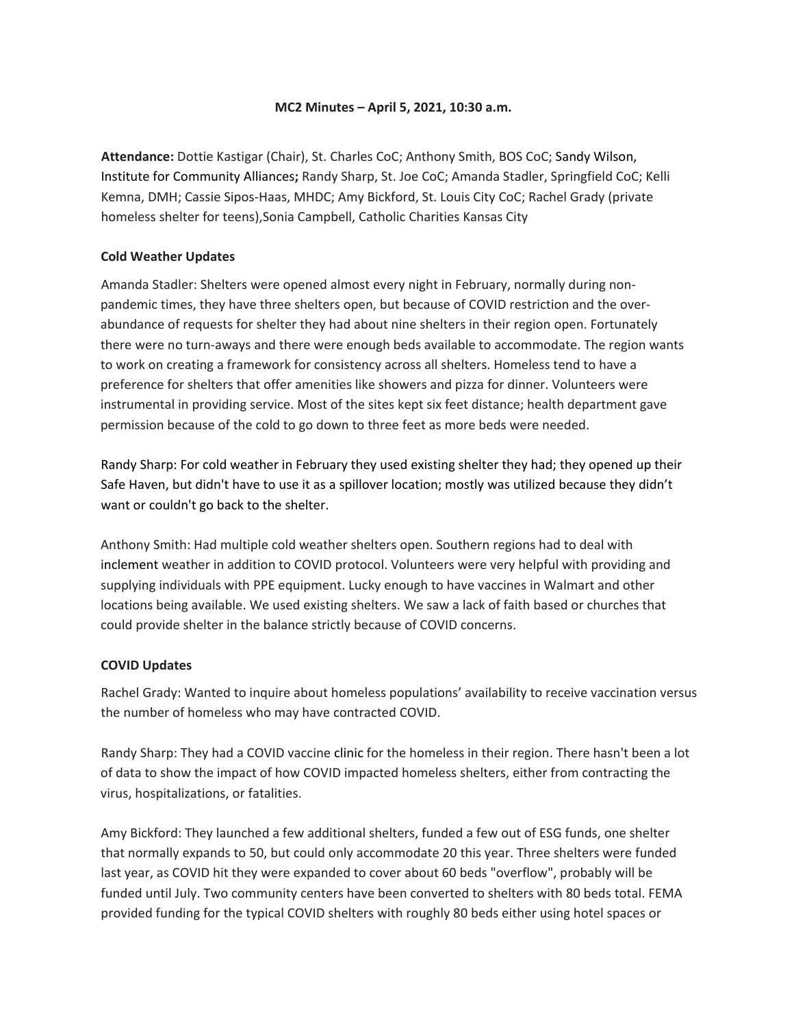**MC2 Minutes – April 5, 2021, 10:30 a.m.**

**Attendance:** Dottie Kastigar (Chair), St. Charles CoC; Anthony Smith, BOS CoC; Sandy Wilson, Institute for Community Alliances; Randy Sharp, St. Joe CoC; Amanda Stadler, Springfield CoC; Kelli Kemna, DMH; Cassie Sipos-Haas, MHDC; Amy Bickford, St. Louis City CoC; Rachel Grady (private homeless shelter for teens),Sonia Campbell, Catholic Charities Kansas City

**Cold Weather Updates**

Amanda Stadler: Shelters were opened almost every night in February, normally during non-pandemic times, they have three shelters open, but because of COVID restriction and the over-abundance of requests for shelter they had about nine shelters in their region open. Fortunately there were no turn-aways and there were enough beds available to accommodate. The region wants to work on creating a framework for consistency across all shelters. Homeless tend to have a preference for shelters that offer amenities like showers and pizza for dinner. Volunteers were instrumental in providing service. Most of the sites kept six feet distance; health department gave permission because of the cold to go down to three feet as more beds were needed.

Randy Sharp: For cold weather in February they used existing shelter they had; they opened up their Safe Haven, but didn't have to use it as a spillover location; mostly was utilized because they didn't want or couldn't go back to the shelter.

Anthony Smith: Had multiple cold weather shelters open. Southern regions had to deal with inclement weather in addition to COVID protocol. Volunteers were very helpful with providing and supplying individuals with PPE equipment. Lucky enough to have vaccines in Walmart and other locations being available. We used existing shelters. We saw a lack of faith based or churches that could provide shelter in the balance strictly because of COVID concerns.

**COVID Updates**

Rachel Grady: Wanted to inquire about homeless populations' availability to receive vaccination versus the number of homeless who may have contracted COVID.

Randy Sharp: They had a COVID vaccine clinic for the homeless in their region. There hasn't been a lot of data to show the impact of how COVID impacted homeless shelters, either from contracting the virus, hospitalizations, or fatalities.

Amy Bickford: They launched a few additional shelters, funded a few out of ESG funds, one shelter that normally expands to 50, but could only accommodate 20 this year. Three shelters were funded last year, as COVID hit they were expanded to cover about 60 beds "overflow", probably will be funded until July. Two community centers have been converted to shelters with 80 beds total. FEMA provided funding for the typical COVID shelters with roughly 80 beds either using hotel spaces or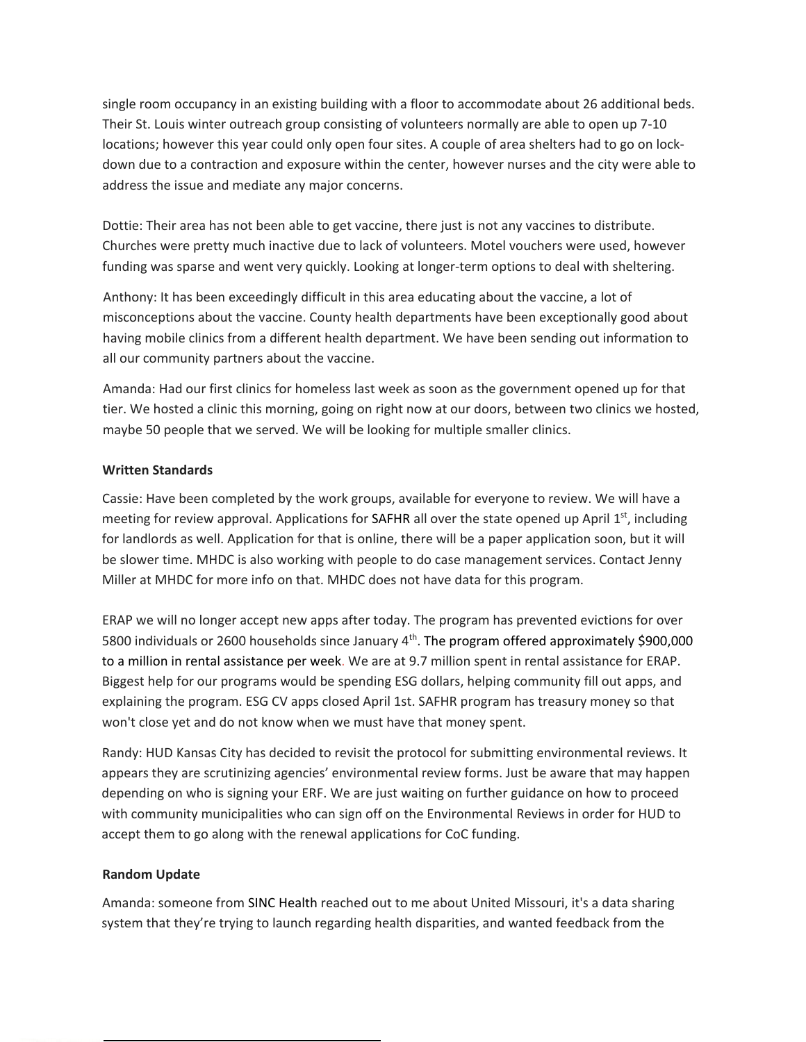single room occupancy in an existing building with a floor to accommodate about 26 additional beds. Their St. Louis winter outreach group consisting of volunteers normally are able to open up 7-10 locations; however this year could only open four sites. A couple of area shelters had to go on lock-down due to a contraction and exposure within the center, however nurses and the city were able to address the issue and mediate any major concerns.

Dottie: Their area has not been able to get vaccine, there just is not any vaccines to distribute. Churches were pretty much inactive due to lack of volunteers. Motel vouchers were used, however funding was sparse and went very quickly. Looking at longer-term options to deal with sheltering.

Anthony: It has been exceedingly difficult in this area educating about the vaccine, a lot of misconceptions about the vaccine. County health departments have been exceptionally good about having mobile clinics from a different health department. We have been sending out information to all our community partners about the vaccine.

Amanda: Had our first clinics for homeless last week as soon as the government opened up for that tier. We hosted a clinic this morning, going on right now at our doors, between two clinics we hosted, maybe 50 people that we served. We will be looking for multiple smaller clinics.

**Written Standards**

Cassie: Have been completed by the work groups, available for everyone to review. We will have a meeting for review approval. Applications for SAFHR all over the state opened up April 1st, including for landlords as well. Application for that is online, there will be a paper application soon, but it will be slower time. MHDC is also working with people to do case management services. Contact Jenny Miller at MHDC for more info on that. MHDC does not have data for this program.

ERAP we will no longer accept new apps after today. The program has prevented evictions for over 5800 individuals or 2600 households since January 4th. The program offered approximately $900,000 to a million in rental assistance per week. We are at 9.7 million spent in rental assistance for ERAP. Biggest help for our programs would be spending ESG dollars, helping community fill out apps, and explaining the program. ESG CV apps closed April 1st. SAFHR program has treasury money so that won't close yet and do not know when we must have that money spent.

Randy: HUD Kansas City has decided to revisit the protocol for submitting environmental reviews. It appears they are scrutinizing agencies' environmental review forms. Just be aware that may happen depending on who is signing your ERF. We are just waiting on further guidance on how to proceed with community municipalities who can sign off on the Environmental Reviews in order for HUD to accept them to go along with the renewal applications for CoC funding.

**Random Update**

Amanda: someone from SINC Health reached out to me about United Missouri, it's a data sharing system that they're trying to launch regarding health disparities, and wanted feedback from the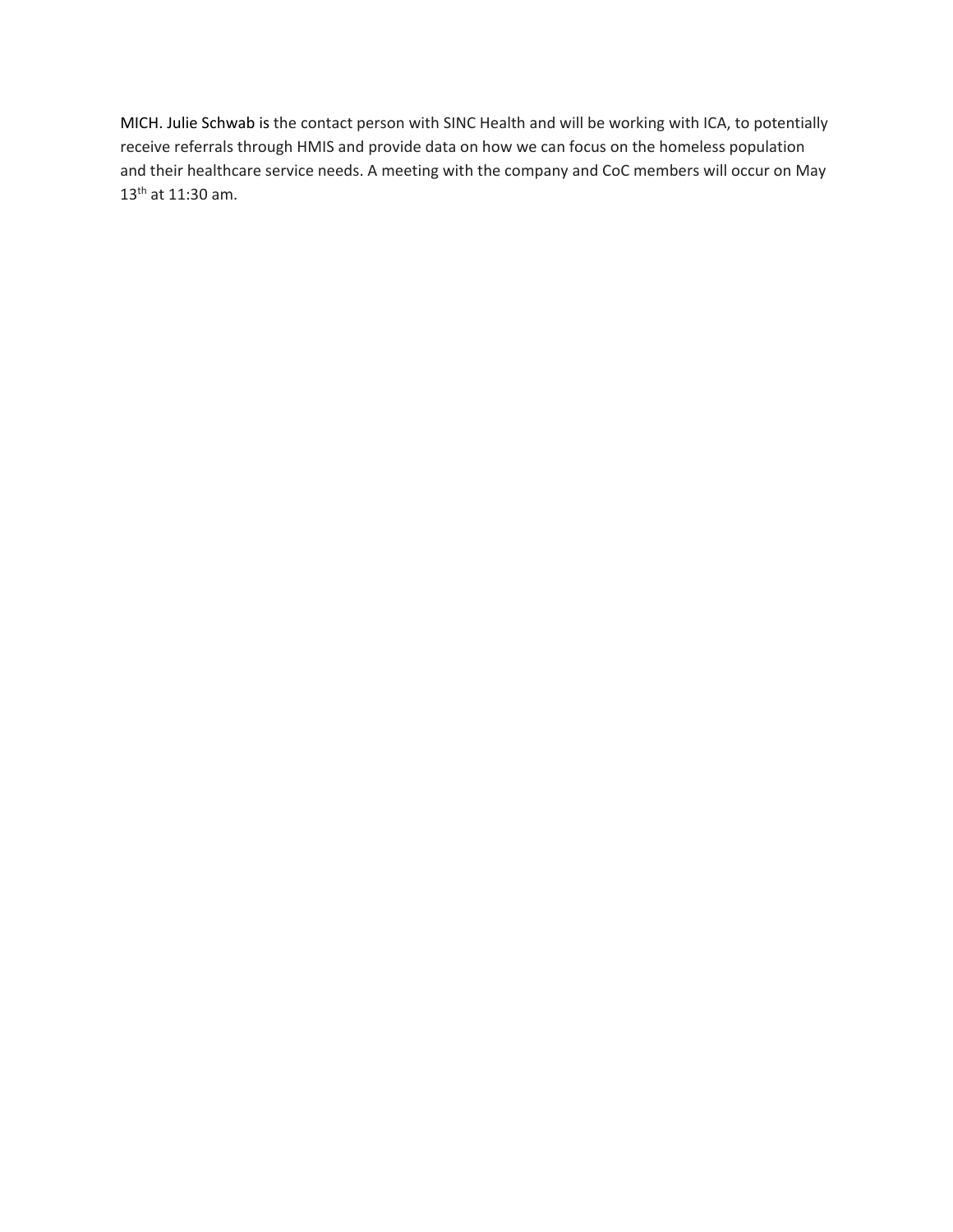MICH. Julie Schwab is the contact person with SINC Health and will be working with ICA, to potentially receive referrals through HMIS and provide data on how we can focus on the homeless population and their healthcare service needs. A meeting with the company and CoC members will occur on May 13th at 11:30 am.